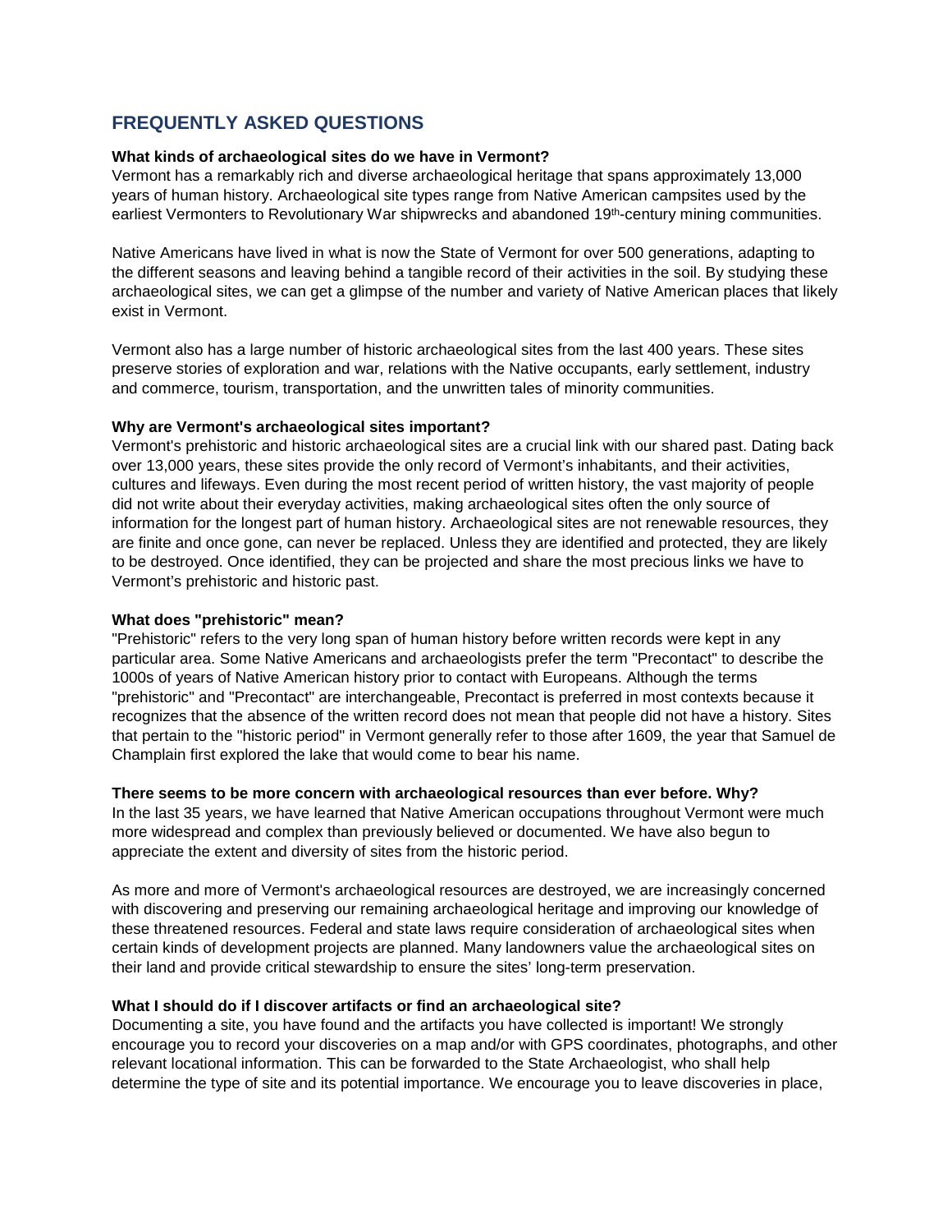## FREQUENTLY ASKED QUESTIONS

**What kinds of archaeological sites do we have in Vermont?**

Vermont has a remarkably rich and diverse archaeological heritage that spans approximately 13,000 years of human history. Archaeological site types range from Native American campsites used by the earliest Vermonters to Revolutionary War shipwrecks and abandoned 19th-century mining communities.

Native Americans have lived in what is now the State of Vermont for over 500 generations, adapting to the different seasons and leaving behind a tangible record of their activities in the soil. By studying these archaeological sites, we can get a glimpse of the number and variety of Native American places that likely exist in Vermont.

Vermont also has a large number of historic archaeological sites from the last 400 years. These sites preserve stories of exploration and war, relations with the Native occupants, early settlement, industry and commerce, tourism, transportation, and the unwritten tales of minority communities.

**Why are Vermont's archaeological sites important?**

Vermont's prehistoric and historic archaeological sites are a crucial link with our shared past. Dating back over 13,000 years, these sites provide the only record of Vermont's inhabitants, and their activities, cultures and lifeways. Even during the most recent period of written history, the vast majority of people did not write about their everyday activities, making archaeological sites often the only source of information for the longest part of human history. Archaeological sites are not renewable resources, they are finite and once gone, can never be replaced. Unless they are identified and protected, they are likely to be destroyed. Once identified, they can be projected and share the most precious links we have to Vermont's prehistoric and historic past.

**What does "prehistoric" mean?**

"Prehistoric" refers to the very long span of human history before written records were kept in any particular area. Some Native Americans and archaeologists prefer the term "Precontact" to describe the 1000s of years of Native American history prior to contact with Europeans. Although the terms "prehistoric" and "Precontact" are interchangeable, Precontact is preferred in most contexts because it recognizes that the absence of the written record does not mean that people did not have a history. Sites that pertain to the "historic period" in Vermont generally refer to those after 1609, the year that Samuel de Champlain first explored the lake that would come to bear his name.

**There seems to be more concern with archaeological resources than ever before. Why?**

In the last 35 years, we have learned that Native American occupations throughout Vermont were much more widespread and complex than previously believed or documented. We have also begun to appreciate the extent and diversity of sites from the historic period.

As more and more of Vermont's archaeological resources are destroyed, we are increasingly concerned with discovering and preserving our remaining archaeological heritage and improving our knowledge of these threatened resources. Federal and state laws require consideration of archaeological sites when certain kinds of development projects are planned. Many landowners value the archaeological sites on their land and provide critical stewardship to ensure the sites' long-term preservation.

**What I should do if I discover artifacts or find an archaeological site?**

Documenting a site, you have found and the artifacts you have collected is important! We strongly encourage you to record your discoveries on a map and/or with GPS coordinates, photographs, and other relevant locational information. This can be forwarded to the State Archaeologist, who shall help determine the type of site and its potential importance. We encourage you to leave discoveries in place,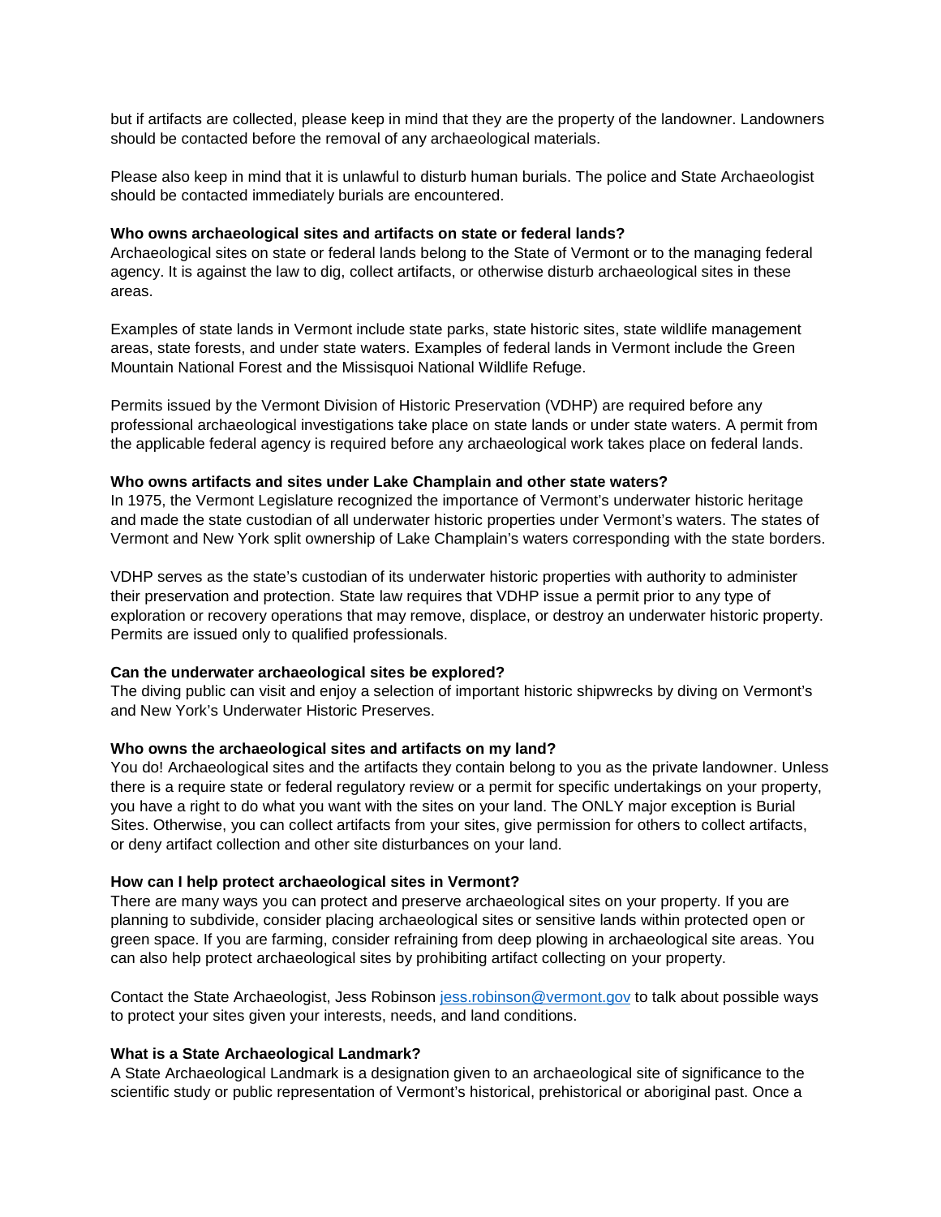but if artifacts are collected, please keep in mind that they are the property of the landowner. Landowners should be contacted before the removal of any archaeological materials.

Please also keep in mind that it is unlawful to disturb human burials. The police and State Archaeologist should be contacted immediately burials are encountered.

**Who owns archaeological sites and artifacts on state or federal lands?**
Archaeological sites on state or federal lands belong to the State of Vermont or to the managing federal agency. It is against the law to dig, collect artifacts, or otherwise disturb archaeological sites in these areas.

Examples of state lands in Vermont include state parks, state historic sites, state wildlife management areas, state forests, and under state waters. Examples of federal lands in Vermont include the Green Mountain National Forest and the Missisquoi National Wildlife Refuge.

Permits issued by the Vermont Division of Historic Preservation (VDHP) are required before any professional archaeological investigations take place on state lands or under state waters. A permit from the applicable federal agency is required before any archaeological work takes place on federal lands.

**Who owns artifacts and sites under Lake Champlain and other state waters?**
In 1975, the Vermont Legislature recognized the importance of Vermont's underwater historic heritage and made the state custodian of all underwater historic properties under Vermont's waters. The states of Vermont and New York split ownership of Lake Champlain's waters corresponding with the state borders.

VDHP serves as the state's custodian of its underwater historic properties with authority to administer their preservation and protection. State law requires that VDHP issue a permit prior to any type of exploration or recovery operations that may remove, displace, or destroy an underwater historic property. Permits are issued only to qualified professionals.

**Can the underwater archaeological sites be explored?**
The diving public can visit and enjoy a selection of important historic shipwrecks by diving on Vermont's and New York's Underwater Historic Preserves.

**Who owns the archaeological sites and artifacts on my land?**
You do! Archaeological sites and the artifacts they contain belong to you as the private landowner. Unless there is a require state or federal regulatory review or a permit for specific undertakings on your property, you have a right to do what you want with the sites on your land. The ONLY major exception is Burial Sites. Otherwise, you can collect artifacts from your sites, give permission for others to collect artifacts, or deny artifact collection and other site disturbances on your land.

**How can I help protect archaeological sites in Vermont?**
There are many ways you can protect and preserve archaeological sites on your property. If you are planning to subdivide, consider placing archaeological sites or sensitive lands within protected open or green space. If you are farming, consider refraining from deep plowing in archaeological site areas. You can also help protect archaeological sites by prohibiting artifact collecting on your property.

Contact the State Archaeologist, Jess Robinson [jess.robinson@vermont.gov](mailto:jess.robinson@vermont.gov) to talk about possible ways to protect your sites given your interests, needs, and land conditions.

**What is a State Archaeological Landmark?**
A State Archaeological Landmark is a designation given to an archaeological site of significance to the scientific study or public representation of Vermont's historical, prehistorical or aboriginal past. Once a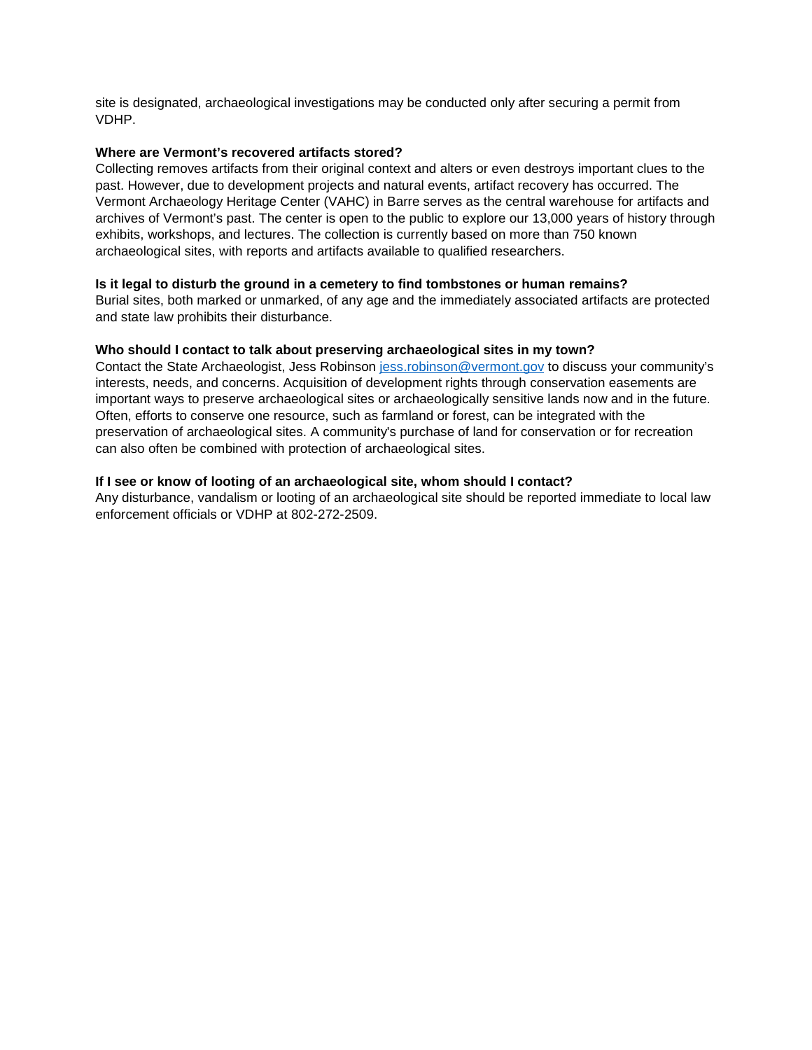site is designated, archaeological investigations may be conducted only after securing a permit from VDHP.

**Where are Vermont's recovered artifacts stored?**

Collecting removes artifacts from their original context and alters or even destroys important clues to the past. However, due to development projects and natural events, artifact recovery has occurred. The Vermont Archaeology Heritage Center (VAHC) in Barre serves as the central warehouse for artifacts and archives of Vermont's past. The center is open to the public to explore our 13,000 years of history through exhibits, workshops, and lectures. The collection is currently based on more than 750 known archaeological sites, with reports and artifacts available to qualified researchers.

**Is it legal to disturb the ground in a cemetery to find tombstones or human remains?**

Burial sites, both marked or unmarked, of any age and the immediately associated artifacts are protected and state law prohibits their disturbance.

**Who should I contact to talk about preserving archaeological sites in my town?**

Contact the State Archaeologist, Jess Robinson [jess.robinson@vermont.gov](mailto:jess.robinson@vermont.gov) to discuss your community's interests, needs, and concerns. Acquisition of development rights through conservation easements are important ways to preserve archaeological sites or archaeologically sensitive lands now and in the future. Often, efforts to conserve one resource, such as farmland or forest, can be integrated with the preservation of archaeological sites. A community's purchase of land for conservation or for recreation can also often be combined with protection of archaeological sites.

**If I see or know of looting of an archaeological site, whom should I contact?**

Any disturbance, vandalism or looting of an archaeological site should be reported immediate to local law enforcement officials or VDHP at 802-272-2509.